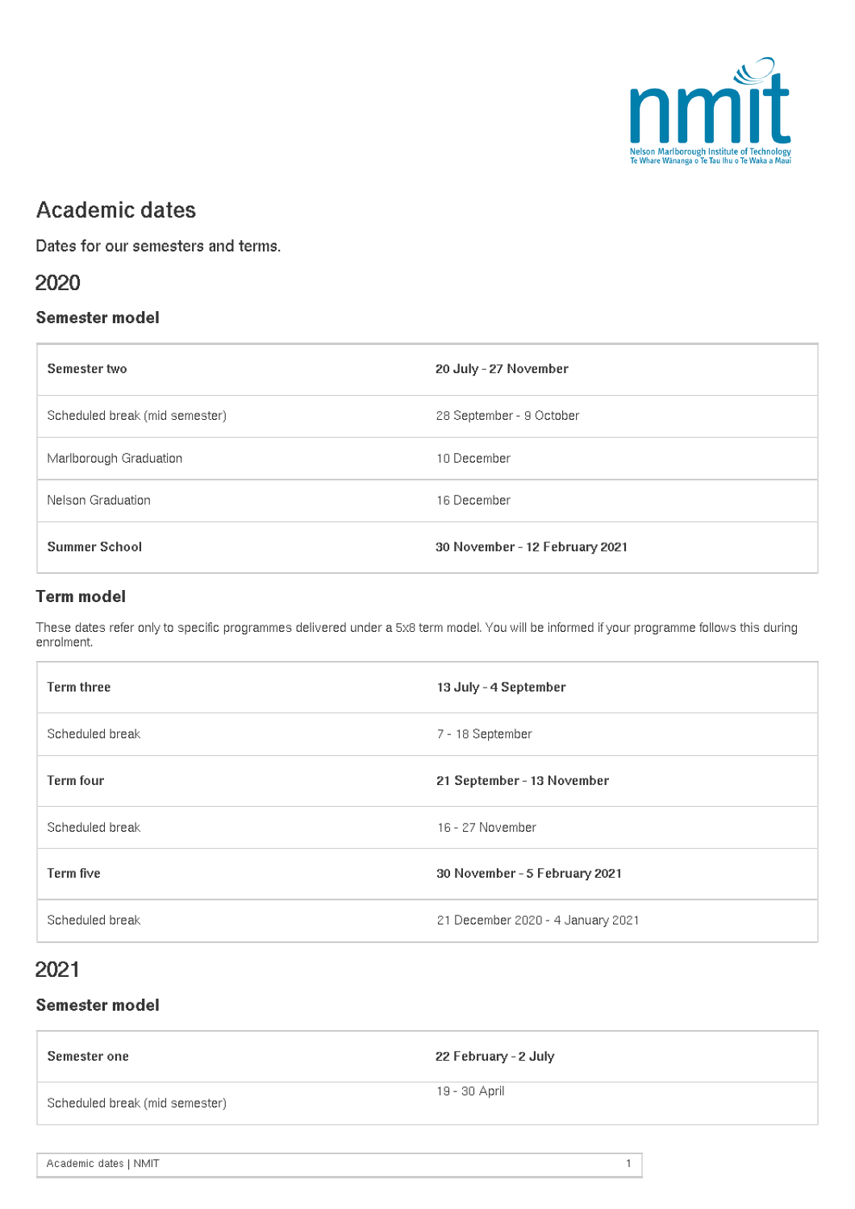# Academic dates

Dates for our semesters and terms.

## 2020

### Semester model

| **Semester two** | **20 July - 27 November** |
|---|---|
| Scheduled break (mid semester) | 28 September - 9 October |
| Marlborough Graduation | 10 December |
| Nelson Graduation | 16 December |
| **Summer School** | **30 November - 12 February 2021** |

### Term model

These dates refer only to specific programmes delivered under a 5x8 term model. You will be informed if your programme follows this during enrolment.

| **Term three** | **13 July - 4 September** |
|---|---|
| Scheduled break | 7 - 18 September |
| **Term four** | **21 September - 13 November** |
| Scheduled break | 16 - 27 November |
| **Term five** | **30 November - 5 February 2021** |
| Scheduled break | 21 December 2020 - 4 January 2021 |

## 2021

### Semester model

| **Semester one** | **22 February - 2 July** |
|---|---|
| Scheduled break (mid semester) | 19 - 30 April |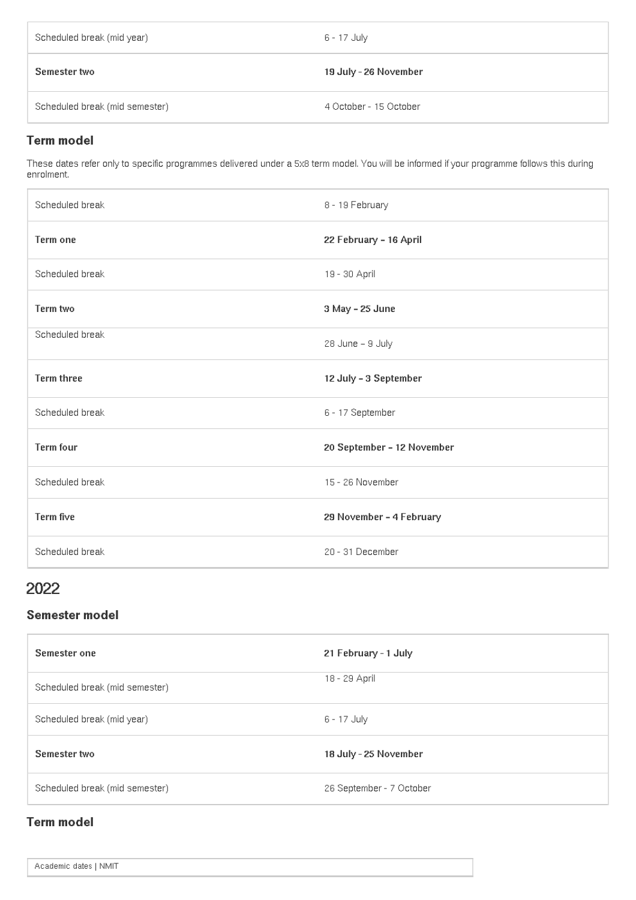| | |
|---|---|
| Scheduled break (mid year) | 6 - 17 July |
| **Semester two** | **19 July - 26 November** |
| Scheduled break (mid semester) | 4 October - 15 October |

### Term model

These dates refer only to specific programmes delivered under a 5x8 term model. You will be informed if your programme follows this during enrolment.

| | |
|---|---|
| Scheduled break | 8 - 19 February |
| **Term one** | **22 February – 16 April** |
| Scheduled break | 19 - 30 April |
| **Term two** | **3 May – 25 June** |
| Scheduled break | 28 June – 9 July |
| **Term three** | **12 July – 3 September** |
| Scheduled break | 6 - 17 September |
| **Term four** | **20 September – 12 November** |
| Scheduled break | 15 - 26 November |
| **Term five** | **29 November – 4 February** |
| Scheduled break | 20 - 31 December |

## 2022

### Semester model

| | |
|---|---|
| **Semester one** | **21 February - 1 July** |
| Scheduled break (mid semester) | 18 - 29 April |
| Scheduled break (mid year) | 6 - 17 July |
| **Semester two** | **18 July - 25 November** |
| Scheduled break (mid semester) | 26 September - 7 October |

### Term model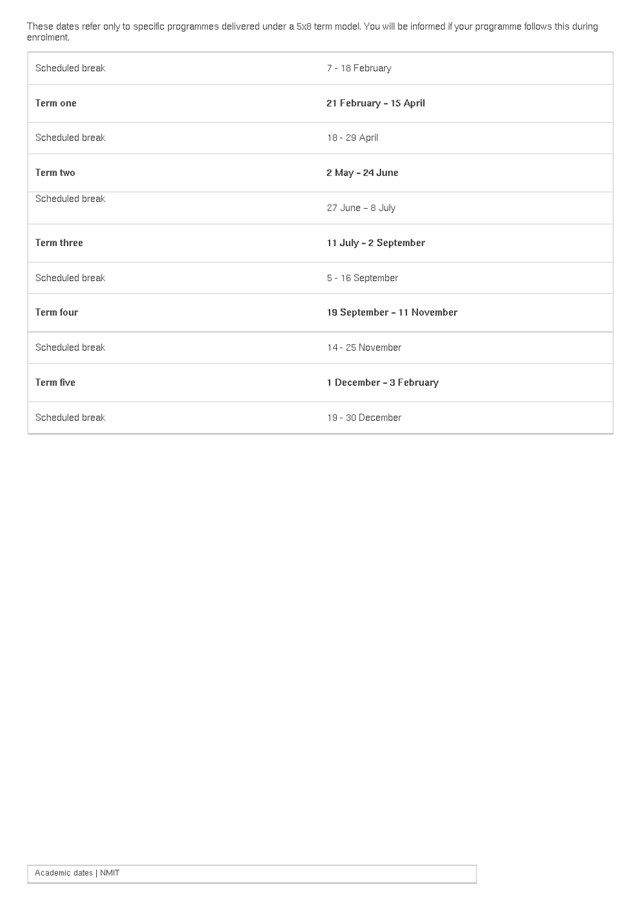These dates refer only to specific programmes delivered under a 5x8 term model. You will be informed if your programme follows this during enrolment.

| | |
|---|---|
| Scheduled break | 7 - 18 February |
| **Term one** | **21 February – 15 April** |
| Scheduled break | 18 - 29 April |
| **Term two** | **2 May – 24 June** |
| Scheduled break | 27 June – 8 July |
| **Term three** | **11 July – 2 September** |
| Scheduled break | 5 - 16 September |
| **Term four** | **19 September – 11 November** |
| Scheduled break | 14 - 25 November |
| **Term five** | **1 December – 3 February** |
| Scheduled break | 19 - 30 December |